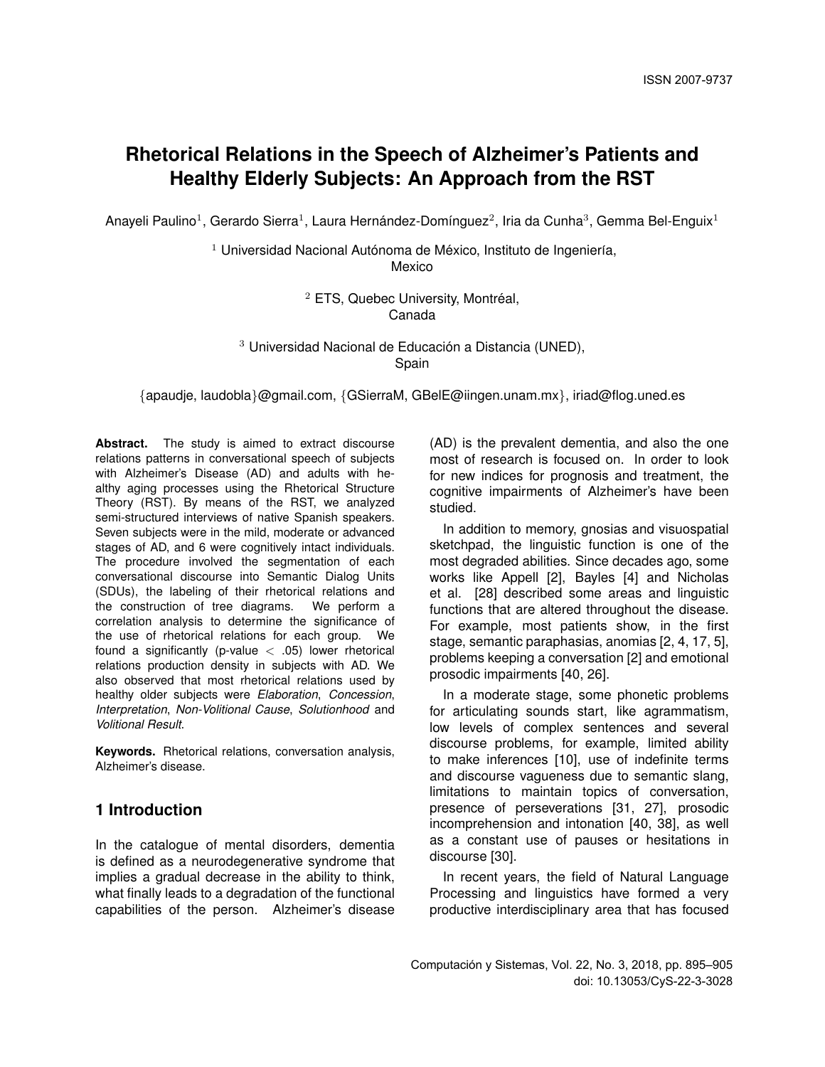# Rhetorical Relations in the Speech of Alzheimer's Patients and Healthy Elderly Subjects: An Approach from the RST

Anayeli Paulino[1], Gerardo Sierra[1], Laura Hernández-Domínguez[2], Iria da Cunha[3], Gemma Bel-Enguix[1]

[1] Universidad Nacional Autónoma de México, Instituto de Ingeniería, Mexico

[2] ETS, Quebec University, Montréal, Canada

[3] Universidad Nacional de Educación a Distancia (UNED), Spain

{apaudje, laudobla}@gmail.com, {GSierraM, GBelE@iingen.unam.mx}, iriad@flog.uned.es

**Abstract.** The study is aimed to extract discourse relations patterns in conversational speech of subjects with Alzheimer's Disease (AD) and adults with healthy aging processes using the Rhetorical Structure Theory (RST). By means of the RST, we analyzed semi-structured interviews of native Spanish speakers. Seven subjects were in the mild, moderate or advanced stages of AD, and 6 were cognitively intact individuals. The procedure involved the segmentation of each conversational discourse into Semantic Dialog Units (SDUs), the labeling of their rhetorical relations and the construction of tree diagrams. We perform a correlation analysis to determine the significance of the use of rhetorical relations for each group. We found a significantly (p-value $<$ .05) lower rhetorical relations production density in subjects with AD. We also observed that most rhetorical relations used by healthy older subjects were *Elaboration*, *Concession*, *Interpretation*, *Non-Volitional Cause*, *Solutionhood* and *Volitional Result*.

**Keywords.** Rhetorical relations, conversation analysis, Alzheimer's disease.

## 1 Introduction

In the catalogue of mental disorders, dementia is defined as a neurodegenerative syndrome that implies a gradual decrease in the ability to think, what finally leads to a degradation of the functional capabilities of the person. Alzheimer's disease (AD) is the prevalent dementia, and also the one most of research is focused on. In order to look for new indices for prognosis and treatment, the cognitive impairments of Alzheimer's have been studied.

In addition to memory, gnosias and visuospatial sketchpad, the linguistic function is one of the most degraded abilities. Since decades ago, some works like Appell [2], Bayles [4] and Nicholas et al. [28] described some areas and linguistic functions that are altered throughout the disease. For example, most patients show, in the first stage, semantic paraphasias, anomias [2, 4, 17, 5], problems keeping a conversation [2] and emotional prosodic impairments [40, 26].

In a moderate stage, some phonetic problems for articulating sounds start, like agrammatism, low levels of complex sentences and several discourse problems, for example, limited ability to make inferences [10], use of indefinite terms and discourse vagueness due to semantic slang, limitations to maintain topics of conversation, presence of perseverations [31, 27], prosodic incomprehension and intonation [40, 38], as well as a constant use of pauses or hesitations in discourse [30].

In recent years, the field of Natural Language Processing and linguistics have formed a very productive interdisciplinary area that has focused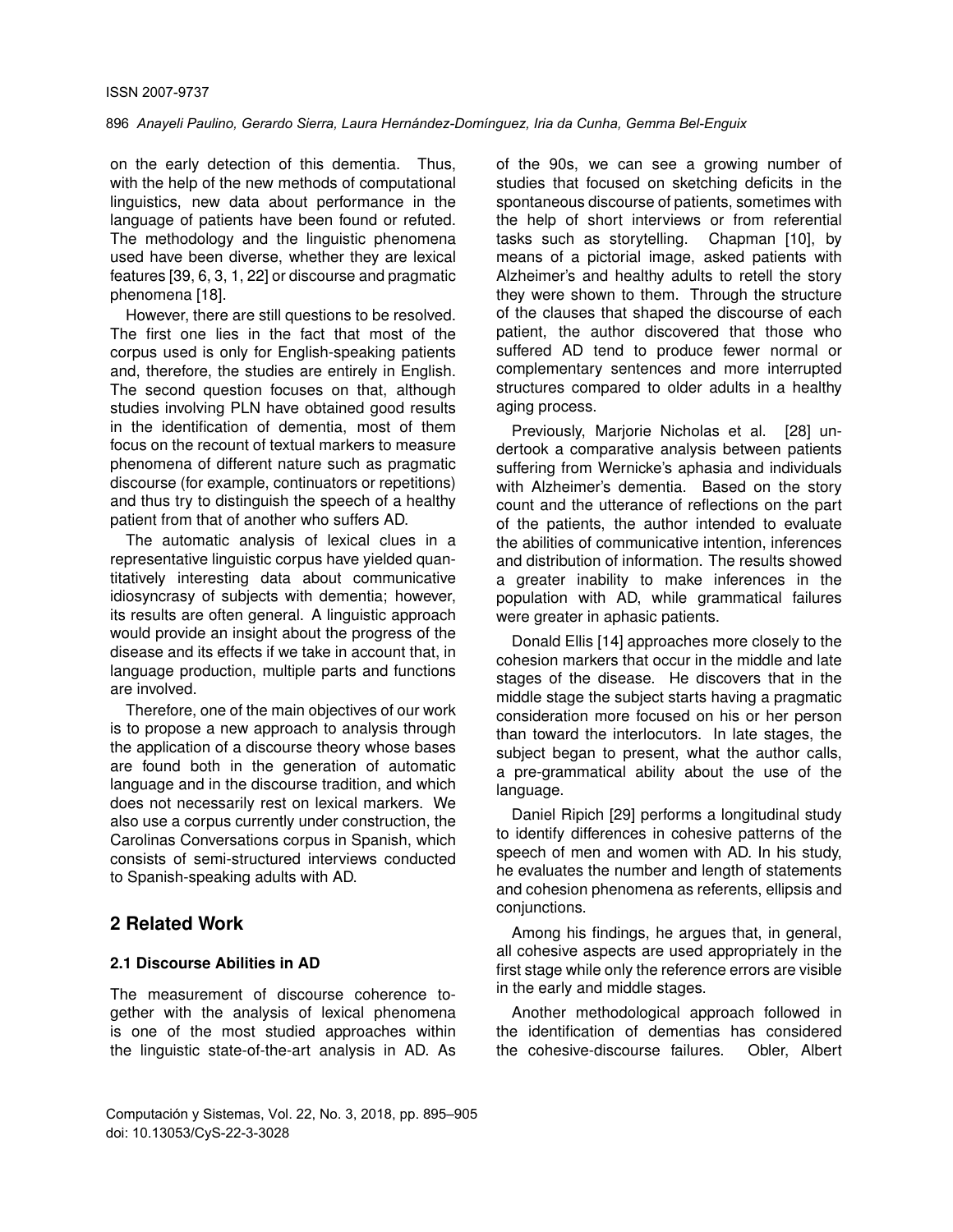on the early detection of this dementia. Thus, with the help of the new methods of computational linguistics, new data about performance in the language of patients have been found or refuted. The methodology and the linguistic phenomena used have been diverse, whether they are lexical features [39, 6, 3, 1, 22] or discourse and pragmatic phenomena [18].

However, there are still questions to be resolved. The first one lies in the fact that most of the corpus used is only for English-speaking patients and, therefore, the studies are entirely in English. The second question focuses on that, although studies involving PLN have obtained good results in the identification of dementia, most of them focus on the recount of textual markers to measure phenomena of different nature such as pragmatic discourse (for example, continuators or repetitions) and thus try to distinguish the speech of a healthy patient from that of another who suffers AD.

The automatic analysis of lexical clues in a representative linguistic corpus have yielded quantitatively interesting data about communicative idiosyncrasy of subjects with dementia; however, its results are often general. A linguistic approach would provide an insight about the progress of the disease and its effects if we take in account that, in language production, multiple parts and functions are involved.

Therefore, one of the main objectives of our work is to propose a new approach to analysis through the application of a discourse theory whose bases are found both in the generation of automatic language and in the discourse tradition, and which does not necessarily rest on lexical markers. We also use a corpus currently under construction, the Carolinas Conversations corpus in Spanish, which consists of semi-structured interviews conducted to Spanish-speaking adults with AD.

## 2 Related Work

### 2.1 Discourse Abilities in AD

The measurement of discourse coherence together with the analysis of lexical phenomena is one of the most studied approaches within the linguistic state-of-the-art analysis in AD. As of the 90s, we can see a growing number of studies that focused on sketching deficits in the spontaneous discourse of patients, sometimes with the help of short interviews or from referential tasks such as storytelling. Chapman [10], by means of a pictorial image, asked patients with Alzheimer's and healthy adults to retell the story they were shown to them. Through the structure of the clauses that shaped the discourse of each patient, the author discovered that those who suffered AD tend to produce fewer normal or complementary sentences and more interrupted structures compared to older adults in a healthy aging process.

Previously, Marjorie Nicholas et al. [28] undertook a comparative analysis between patients suffering from Wernicke's aphasia and individuals with Alzheimer's dementia. Based on the story count and the utterance of reflections on the part of the patients, the author intended to evaluate the abilities of communicative intention, inferences and distribution of information. The results showed a greater inability to make inferences in the population with AD, while grammatical failures were greater in aphasic patients.

Donald Ellis [14] approaches more closely to the cohesion markers that occur in the middle and late stages of the disease. He discovers that in the middle stage the subject starts having a pragmatic consideration more focused on his or her person than toward the interlocutors. In late stages, the subject began to present, what the author calls, a pre-grammatical ability about the use of the language.

Daniel Ripich [29] performs a longitudinal study to identify differences in cohesive patterns of the speech of men and women with AD. In his study, he evaluates the number and length of statements and cohesion phenomena as referents, ellipsis and conjunctions.

Among his findings, he argues that, in general, all cohesive aspects are used appropriately in the first stage while only the reference errors are visible in the early and middle stages.

Another methodological approach followed in the identification of dementias has considered the cohesive-discourse failures. Obler, Albert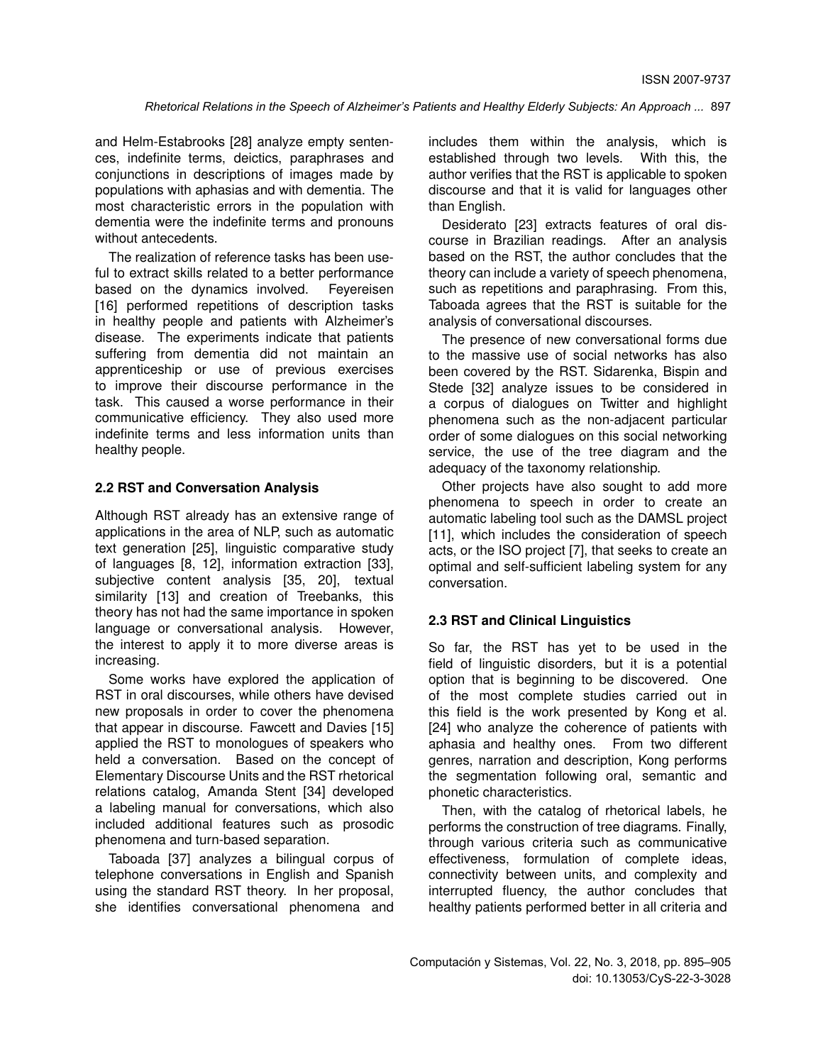and Helm-Estabrooks [28] analyze empty sentences, indefinite terms, deictics, paraphrases and conjunctions in descriptions of images made by populations with aphasias and with dementia. The most characteristic errors in the population with dementia were the indefinite terms and pronouns without antecedents.

The realization of reference tasks has been useful to extract skills related to a better performance based on the dynamics involved. Feyereisen [16] performed repetitions of description tasks in healthy people and patients with Alzheimer's disease. The experiments indicate that patients suffering from dementia did not maintain an apprenticeship or use of previous exercises to improve their discourse performance in the task. This caused a worse performance in their communicative efficiency. They also used more indefinite terms and less information units than healthy people.

### 2.2 RST and Conversation Analysis

Although RST already has an extensive range of applications in the area of NLP, such as automatic text generation [25], linguistic comparative study of languages [8, 12], information extraction [33], subjective content analysis [35, 20], textual similarity [13] and creation of Treebanks, this theory has not had the same importance in spoken language or conversational analysis. However, the interest to apply it to more diverse areas is increasing.

Some works have explored the application of RST in oral discourses, while others have devised new proposals in order to cover the phenomena that appear in discourse. Fawcett and Davies [15] applied the RST to monologues of speakers who held a conversation. Based on the concept of Elementary Discourse Units and the RST rhetorical relations catalog, Amanda Stent [34] developed a labeling manual for conversations, which also included additional features such as prosodic phenomena and turn-based separation.

Taboada [37] analyzes a bilingual corpus of telephone conversations in English and Spanish using the standard RST theory. In her proposal, she identifies conversational phenomena and includes them within the analysis, which is established through two levels. With this, the author verifies that the RST is applicable to spoken discourse and that it is valid for languages other than English.

Desiderato [23] extracts features of oral discourse in Brazilian readings. After an analysis based on the RST, the author concludes that the theory can include a variety of speech phenomena, such as repetitions and paraphrasing. From this, Taboada agrees that the RST is suitable for the analysis of conversational discourses.

The presence of new conversational forms due to the massive use of social networks has also been covered by the RST. Sidarenka, Bispin and Stede [32] analyze issues to be considered in a corpus of dialogues on Twitter and highlight phenomena such as the non-adjacent particular order of some dialogues on this social networking service, the use of the tree diagram and the adequacy of the taxonomy relationship.

Other projects have also sought to add more phenomena to speech in order to create an automatic labeling tool such as the DAMSL project [11], which includes the consideration of speech acts, or the ISO project [7], that seeks to create an optimal and self-sufficient labeling system for any conversation.

### 2.3 RST and Clinical Linguistics

So far, the RST has yet to be used in the field of linguistic disorders, but it is a potential option that is beginning to be discovered. One of the most complete studies carried out in this field is the work presented by Kong et al. [24] who analyze the coherence of patients with aphasia and healthy ones. From two different genres, narration and description, Kong performs the segmentation following oral, semantic and phonetic characteristics.

Then, with the catalog of rhetorical labels, he performs the construction of tree diagrams. Finally, through various criteria such as communicative effectiveness, formulation of complete ideas, connectivity between units, and complexity and interrupted fluency, the author concludes that healthy patients performed better in all criteria and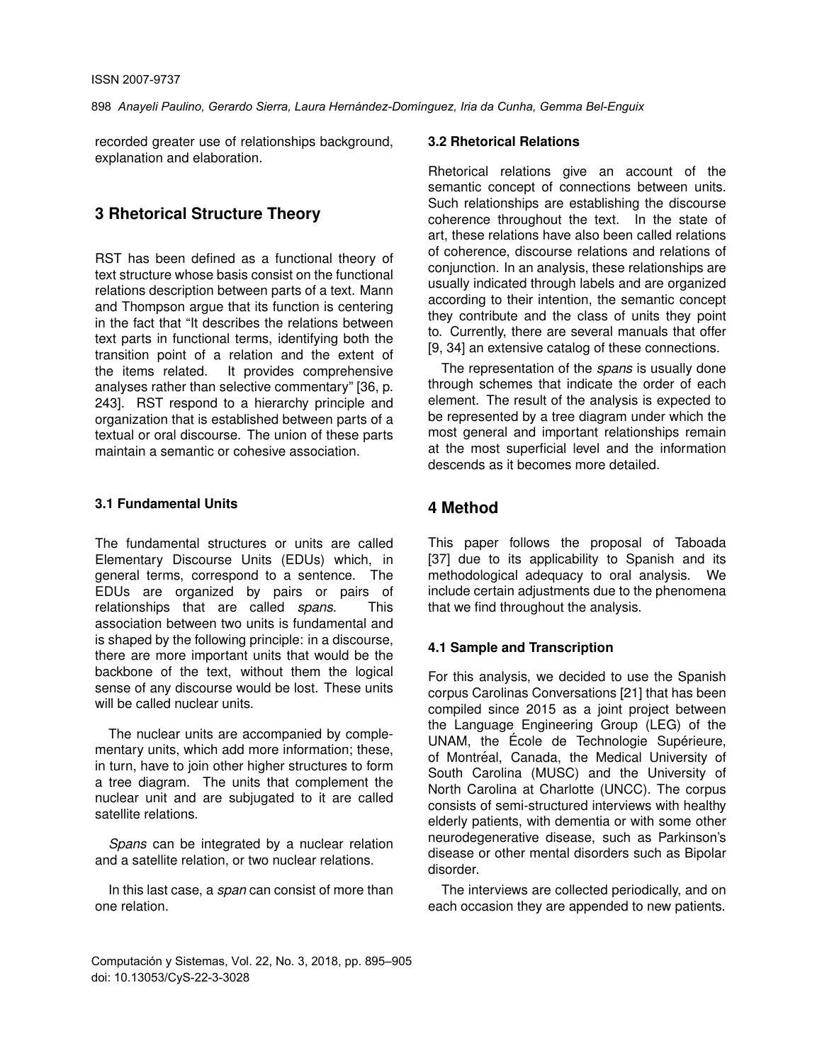recorded greater use of relationships background, explanation and elaboration.

## 3 Rhetorical Structure Theory

RST has been defined as a functional theory of text structure whose basis consist on the functional relations description between parts of a text. Mann and Thompson argue that its function is centering in the fact that “It describes the relations between text parts in functional terms, identifying both the transition point of a relation and the extent of the items related. It provides comprehensive analyses rather than selective commentary” [36, p. 243]. RST respond to a hierarchy principle and organization that is established between parts of a textual or oral discourse. The union of these parts maintain a semantic or cohesive association.

### 3.1 Fundamental Units

The fundamental structures or units are called Elementary Discourse Units (EDUs) which, in general terms, correspond to a sentence. The EDUs are organized by pairs or pairs of relationships that are called *spans*. This association between two units is fundamental and is shaped by the following principle: in a discourse, there are more important units that would be the backbone of the text, without them the logical sense of any discourse would be lost. These units will be called nuclear units.

The nuclear units are accompanied by complementary units, which add more information; these, in turn, have to join other higher structures to form a tree diagram. The units that complement the nuclear unit and are subjugated to it are called satellite relations.

*Spans* can be integrated by a nuclear relation and a satellite relation, or two nuclear relations.

In this last case, a *span* can consist of more than one relation.

### 3.2 Rhetorical Relations

Rhetorical relations give an account of the semantic concept of connections between units. Such relationships are establishing the discourse coherence throughout the text. In the state of art, these relations have also been called relations of coherence, discourse relations and relations of conjunction. In an analysis, these relationships are usually indicated through labels and are organized according to their intention, the semantic concept they contribute and the class of units they point to. Currently, there are several manuals that offer [9, 34] an extensive catalog of these connections.

The representation of the *spans* is usually done through schemes that indicate the order of each element. The result of the analysis is expected to be represented by a tree diagram under which the most general and important relationships remain at the most superficial level and the information descends as it becomes more detailed.

## 4 Method

This paper follows the proposal of Taboada [37] due to its applicability to Spanish and its methodological adequacy to oral analysis. We include certain adjustments due to the phenomena that we find throughout the analysis.

### 4.1 Sample and Transcription

For this analysis, we decided to use the Spanish corpus Carolinas Conversations [21] that has been compiled since 2015 as a joint project between the Language Engineering Group (LEG) of the UNAM, the École de Technologie Supérieure, of Montréal, Canada, the Medical University of South Carolina (MUSC) and the University of North Carolina at Charlotte (UNCC). The corpus consists of semi-structured interviews with healthy elderly patients, with dementia or with some other neurodegenerative disease, such as Parkinson’s disease or other mental disorders such as Bipolar disorder.

The interviews are collected periodically, and on each occasion they are appended to new patients.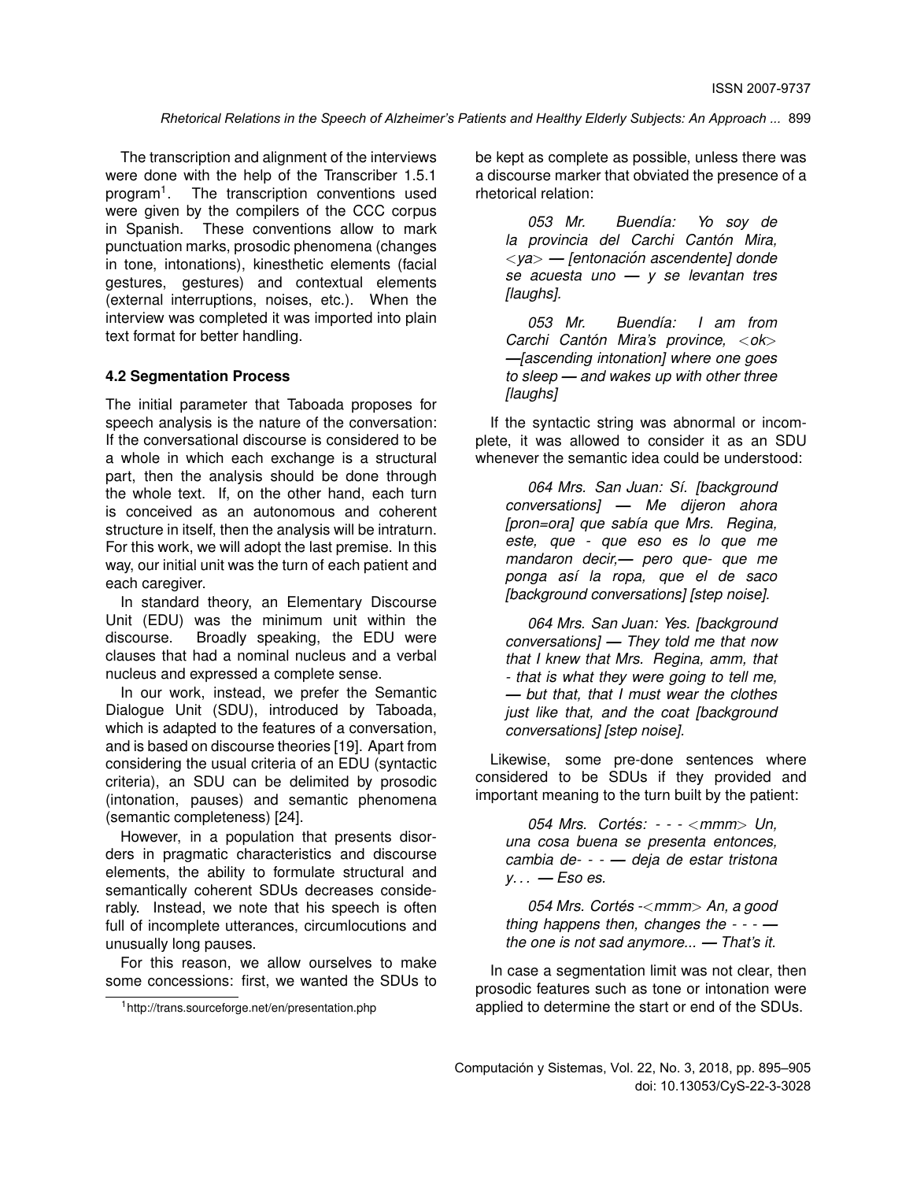The transcription and alignment of the interviews were done with the help of the Transcriber 1.5.1 program[1]. The transcription conventions used were given by the compilers of the CCC corpus in Spanish. These conventions allow to mark punctuation marks, prosodic phenomena (changes in tone, intonations), kinesthetic elements (facial gestures, gestures) and contextual elements (external interruptions, noises, etc.). When the interview was completed it was imported into plain text format for better handling.

### 4.2 Segmentation Process

The initial parameter that Taboada proposes for speech analysis is the nature of the conversation: If the conversational discourse is considered to be a whole in which each exchange is a structural part, then the analysis should be done through the whole text. If, on the other hand, each turn is conceived as an autonomous and coherent structure in itself, then the analysis will be intraturn. For this work, we will adopt the last premise. In this way, our initial unit was the turn of each patient and each caregiver.

In standard theory, an Elementary Discourse Unit (EDU) was the minimum unit within the discourse. Broadly speaking, the EDU were clauses that had a nominal nucleus and a verbal nucleus and expressed a complete sense.

In our work, instead, we prefer the Semantic Dialogue Unit (SDU), introduced by Taboada, which is adapted to the features of a conversation, and is based on discourse theories [19]. Apart from considering the usual criteria of an EDU (syntactic criteria), an SDU can be delimited by prosodic (intonation, pauses) and semantic phenomena (semantic completeness) [24].

However, in a population that presents disorders in pragmatic characteristics and discourse elements, the ability to formulate structural and semantically coherent SDUs decreases considerably. Instead, we note that his speech is often full of incomplete utterances, circumlocutions and unusually long pauses.

For this reason, we allow ourselves to make some concessions: first, we wanted the SDUs to be kept as complete as possible, unless there was a discourse marker that obviated the presence of a rhetorical relation:

> *053 Mr. Buendía: Yo soy de la provincia del Carchi Cantón Mira, <ya> — [entonación ascendente] donde se acuesta uno — y se levantan tres [laughs].*
>
> *053 Mr. Buendía: I am from Carchi Cantón Mira's province, <ok> —[ascending intonation] where one goes to sleep — and wakes up with other three [laughs]*

If the syntactic string was abnormal or incomplete, it was allowed to consider it as an SDU whenever the semantic idea could be understood:

> *064 Mrs. San Juan: Sí. [background conversations] — Me dijeron ahora [pron=ora] que sabía que Mrs. Regina, este, que - que eso es lo que me mandaron decir,— pero que- que me ponga así la ropa, que el de saco [background conversations] [step noise].*
>
> *064 Mrs. San Juan: Yes. [background conversations] — They told me that now that I knew that Mrs. Regina, amm, that - that is what they were going to tell me, — but that, that I must wear the clothes just like that, and the coat [background conversations] [step noise].*

Likewise, some pre-done sentences where considered to be SDUs if they provided and important meaning to the turn built by the patient:

> *054 Mrs. Cortés: - - - <mmm> Un, una cosa buena se presenta entonces, cambia de- - - — deja de estar tristona y. . . — Eso es.*
>
> *054 Mrs. Cortés -<mmm> An, a good thing happens then, changes the - - - — the one is not sad anymore... — That's it.*

In case a segmentation limit was not clear, then prosodic features such as tone or intonation were applied to determine the start or end of the SDUs.

[1] http://trans.sourceforge.net/en/presentation.php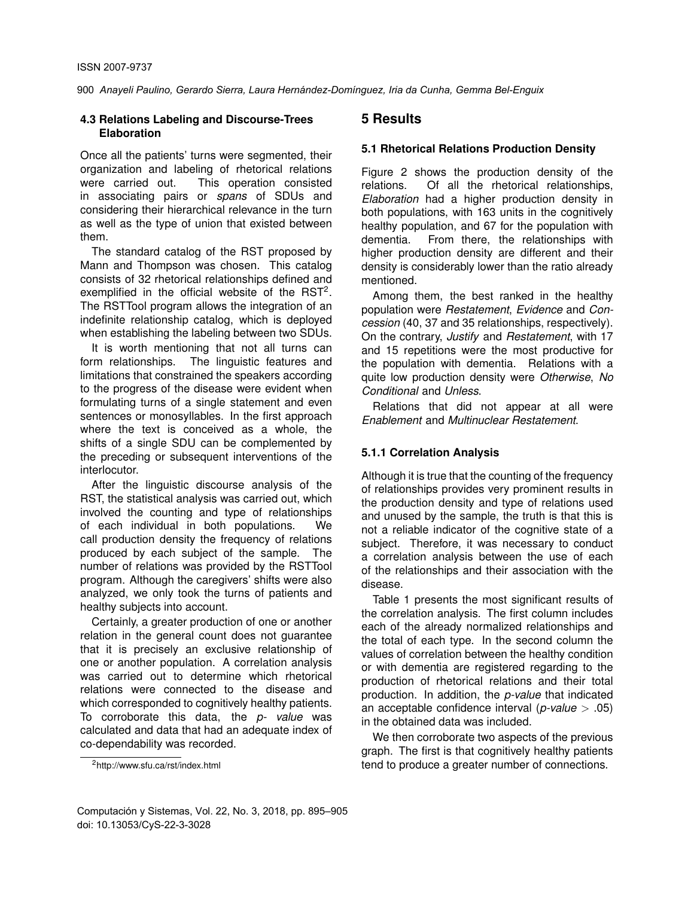### 4.3 Relations Labeling and Discourse-Trees Elaboration

Once all the patients' turns were segmented, their organization and labeling of rhetorical relations were carried out. This operation consisted in associating pairs or *spans* of SDUs and considering their hierarchical relevance in the turn as well as the type of union that existed between them.

The standard catalog of the RST proposed by Mann and Thompson was chosen. This catalog consists of 32 rhetorical relationships defined and exemplified in the official website of the RST[2]. The RSTTool program allows the integration of an indefinite relationship catalog, which is deployed when establishing the labeling between two SDUs.

It is worth mentioning that not all turns can form relationships. The linguistic features and limitations that constrained the speakers according to the progress of the disease were evident when formulating turns of a single statement and even sentences or monosyllables. In the first approach where the text is conceived as a whole, the shifts of a single SDU can be complemented by the preceding or subsequent interventions of the interlocutor.

After the linguistic discourse analysis of the RST, the statistical analysis was carried out, which involved the counting and type of relationships of each individual in both populations. We call production density the frequency of relations produced by each subject of the sample. The number of relations was provided by the RSTTool program. Although the caregivers' shifts were also analyzed, we only took the turns of patients and healthy subjects into account.

Certainly, a greater production of one or another relation in the general count does not guarantee that it is precisely an exclusive relationship of one or another population. A correlation analysis was carried out to determine which rhetorical relations were connected to the disease and which corresponded to cognitively healthy patients. To corroborate this data, the *p- value* was calculated and data that had an adequate index of co-dependability was recorded.

[2]http://www.sfu.ca/rst/index.html

## 5 Results

### 5.1 Rhetorical Relations Production Density

Figure 2 shows the production density of the relations. Of all the rhetorical relationships, *Elaboration* had a higher production density in both populations, with 163 units in the cognitively healthy population, and 67 for the population with dementia. From there, the relationships with higher production density are different and their density is considerably lower than the ratio already mentioned.

Among them, the best ranked in the healthy population were *Restatement*, *Evidence* and *Concession* (40, 37 and 35 relationships, respectively). On the contrary, *Justify* and *Restatement*, with 17 and 15 repetitions were the most productive for the population with dementia. Relations with a quite low production density were *Otherwise*, *No Conditional* and *Unless*.

Relations that did not appear at all were *Enablement* and *Multinuclear Restatement*.

#### 5.1.1 Correlation Analysis

Although it is true that the counting of the frequency of relationships provides very prominent results in the production density and type of relations used and unused by the sample, the truth is that this is not a reliable indicator of the cognitive state of a subject. Therefore, it was necessary to conduct a correlation analysis between the use of each of the relationships and their association with the disease.

Table 1 presents the most significant results of the correlation analysis. The first column includes each of the already normalized relationships and the total of each type. In the second column the values of correlation between the healthy condition or with dementia are registered regarding to the production of rhetorical relations and their total production. In addition, the *p-value* that indicated an acceptable confidence interval (*p-value* $> .05$) in the obtained data was included.

We then corroborate two aspects of the previous graph. The first is that cognitively healthy patients tend to produce a greater number of connections.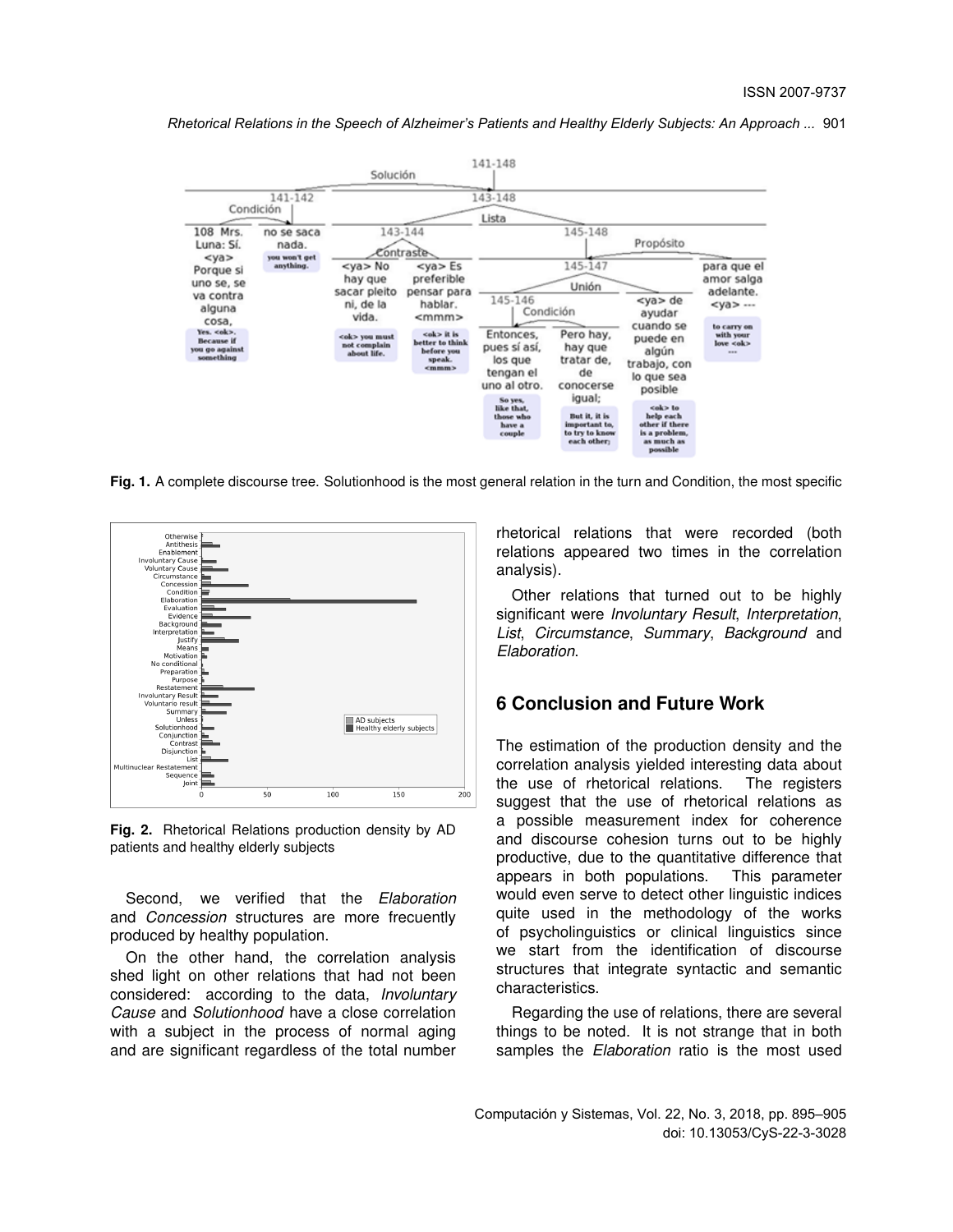Fig. 1. A complete discourse tree. Solutionhood is the most general relation in the turn and Condition, the most specific

Fig. 2. Rhetorical Relations production density by AD patients and healthy elderly subjects

Second, we verified that the *Elaboration* and *Concession* structures are more frecuently produced by healthy population.

On the other hand, the correlation analysis shed light on other relations that had not been considered: according to the data, *Involuntary Cause* and *Solutionhood* have a close correlation with a subject in the process of normal aging and are significant regardless of the total number rhetorical relations that were recorded (both relations appeared two times in the correlation analysis).

Other relations that turned out to be highly significant were *Involuntary Result*, *Interpretation*, *List*, *Circumstance*, *Summary*, *Background* and *Elaboration*.

## 6 Conclusion and Future Work

The estimation of the production density and the correlation analysis yielded interesting data about the use of rhetorical relations. The registers suggest that the use of rhetorical relations as a possible measurement index for coherence and discourse cohesion turns out to be highly productive, due to the quantitative difference that appears in both populations. This parameter would even serve to detect other linguistic indices quite used in the methodology of the works of psycholinguistics or clinical linguistics since we start from the identification of discourse structures that integrate syntactic and semantic characteristics.

Regarding the use of relations, there are several things to be noted. It is not strange that in both samples the *Elaboration* ratio is the most used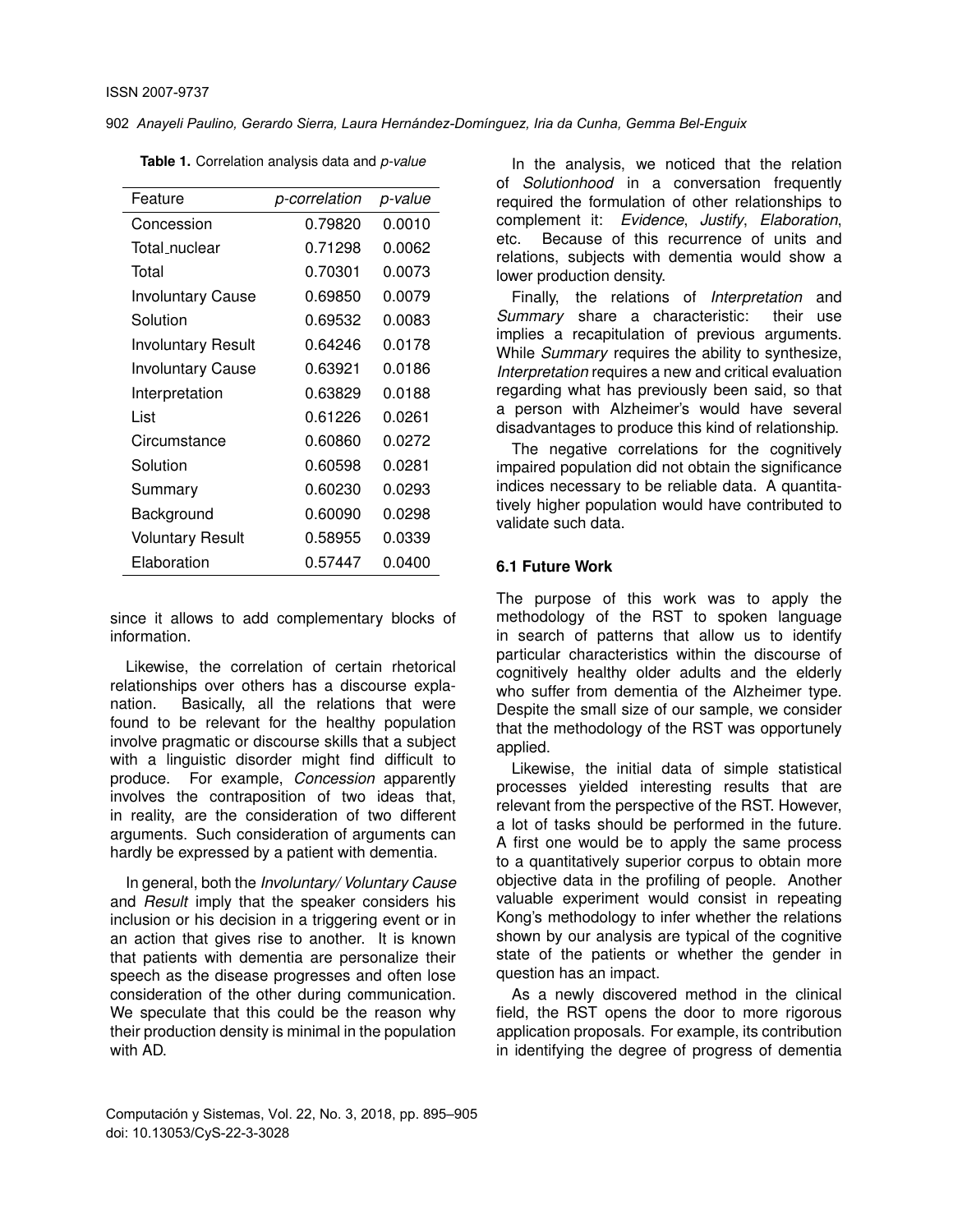**Table 1.** Correlation analysis data and *p-value*

| Feature | *p-correlation* | *p-value* |
|---|---|---|
| Concession | 0.79820 | 0.0010 |
| Total_nuclear | 0.71298 | 0.0062 |
| Total | 0.70301 | 0.0073 |
| Involuntary Cause | 0.69850 | 0.0079 |
| Solution | 0.69532 | 0.0083 |
| Involuntary Result | 0.64246 | 0.0178 |
| Involuntary Cause | 0.63921 | 0.0186 |
| Interpretation | 0.63829 | 0.0188 |
| List | 0.61226 | 0.0261 |
| Circumstance | 0.60860 | 0.0272 |
| Solution | 0.60598 | 0.0281 |
| Summary | 0.60230 | 0.0293 |
| Background | 0.60090 | 0.0298 |
| Voluntary Result | 0.58955 | 0.0339 |
| Elaboration | 0.57447 | 0.0400 |

since it allows to add complementary blocks of information.

Likewise, the correlation of certain rhetorical relationships over others has a discourse explanation. Basically, all the relations that were found to be relevant for the healthy population involve pragmatic or discourse skills that a subject with a linguistic disorder might find difficult to produce. For example, *Concession* apparently involves the contraposition of two ideas that, in reality, are the consideration of two different arguments. Such consideration of arguments can hardly be expressed by a patient with dementia.

In general, both the *Involuntary/ Voluntary Cause* and *Result* imply that the speaker considers his inclusion or his decision in a triggering event or in an action that gives rise to another. It is known that patients with dementia are personalize their speech as the disease progresses and often lose consideration of the other during communication. We speculate that this could be the reason why their production density is minimal in the population with AD.

In the analysis, we noticed that the relation of *Solutionhood* in a conversation frequently required the formulation of other relationships to complement it: *Evidence*, *Justify*, *Elaboration*, etc. Because of this recurrence of units and relations, subjects with dementia would show a lower production density.

Finally, the relations of *Interpretation* and *Summary* share a characteristic: their use implies a recapitulation of previous arguments. While *Summary* requires the ability to synthesize, *Interpretation* requires a new and critical evaluation regarding what has previously been said, so that a person with Alzheimer's would have several disadvantages to produce this kind of relationship.

The negative correlations for the cognitively impaired population did not obtain the significance indices necessary to be reliable data. A quantitatively higher population would have contributed to validate such data.

### 6.1 Future Work

The purpose of this work was to apply the methodology of the RST to spoken language in search of patterns that allow us to identify particular characteristics within the discourse of cognitively healthy older adults and the elderly who suffer from dementia of the Alzheimer type. Despite the small size of our sample, we consider that the methodology of the RST was opportunely applied.

Likewise, the initial data of simple statistical processes yielded interesting results that are relevant from the perspective of the RST. However, a lot of tasks should be performed in the future. A first one would be to apply the same process to a quantitatively superior corpus to obtain more objective data in the profiling of people. Another valuable experiment would consist in repeating Kong's methodology to infer whether the relations shown by our analysis are typical of the cognitive state of the patients or whether the gender in question has an impact.

As a newly discovered method in the clinical field, the RST opens the door to more rigorous application proposals. For example, its contribution in identifying the degree of progress of dementia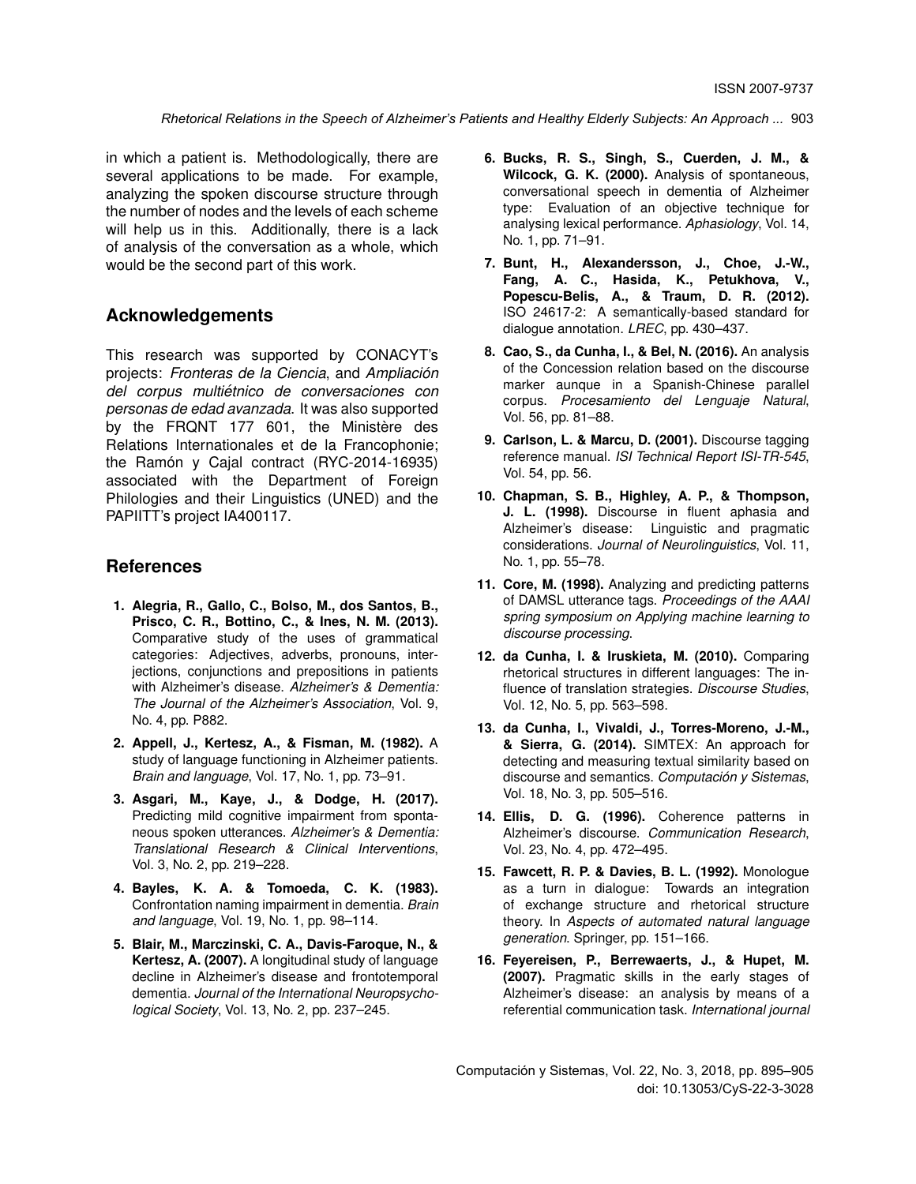in which a patient is. Methodologically, there are several applications to be made. For example, analyzing the spoken discourse structure through the number of nodes and the levels of each scheme will help us in this. Additionally, there is a lack of analysis of the conversation as a whole, which would be the second part of this work.

## Acknowledgements

This research was supported by CONACYT's projects: *Fronteras de la Ciencia*, and *Ampliación del corpus multiétnico de conversaciones con personas de edad avanzada*. It was also supported by the FRQNT 177 601, the Ministère des Relations Internationales et de la Francophonie; the Ramón y Cajal contract (RYC-2014-16935) associated with the Department of Foreign Philologies and their Linguistics (UNED) and the PAPIITT's project IA400117.

## References

1. **Alegria, R., Gallo, C., Bolso, M., dos Santos, B., Prisco, C. R., Bottino, C., & Ines, N. M. (2013).** Comparative study of the uses of grammatical categories: Adjectives, adverbs, pronouns, interjections, conjunctions and prepositions in patients with Alzheimer's disease. *Alzheimer's & Dementia: The Journal of the Alzheimer's Association*, Vol. 9, No. 4, pp. P882.

2. **Appell, J., Kertesz, A., & Fisman, M. (1982).** A study of language functioning in Alzheimer patients. *Brain and language*, Vol. 17, No. 1, pp. 73–91.

3. **Asgari, M., Kaye, J., & Dodge, H. (2017).** Predicting mild cognitive impairment from spontaneous spoken utterances. *Alzheimer's & Dementia: Translational Research & Clinical Interventions*, Vol. 3, No. 2, pp. 219–228.

4. **Bayles, K. A. & Tomoeda, C. K. (1983).** Confrontation naming impairment in dementia. *Brain and language*, Vol. 19, No. 1, pp. 98–114.

5. **Blair, M., Marczinski, C. A., Davis-Faroque, N., & Kertesz, A. (2007).** A longitudinal study of language decline in Alzheimer's disease and frontotemporal dementia. *Journal of the International Neuropsychological Society*, Vol. 13, No. 2, pp. 237–245.

6. **Bucks, R. S., Singh, S., Cuerden, J. M., & Wilcock, G. K. (2000).** Analysis of spontaneous, conversational speech in dementia of Alzheimer type: Evaluation of an objective technique for analysing lexical performance. *Aphasiology*, Vol. 14, No. 1, pp. 71–91.

7. **Bunt, H., Alexandersson, J., Choe, J.-W., Fang, A. C., Hasida, K., Petukhova, V., Popescu-Belis, A., & Traum, D. R. (2012).** ISO 24617-2: A semantically-based standard for dialogue annotation. *LREC*, pp. 430–437.

8. **Cao, S., da Cunha, I., & Bel, N. (2016).** An analysis of the Concession relation based on the discourse marker aunque in a Spanish-Chinese parallel corpus. *Procesamiento del Lenguaje Natural*, Vol. 56, pp. 81–88.

9. **Carlson, L. & Marcu, D. (2001).** Discourse tagging reference manual. *ISI Technical Report ISI-TR-545*, Vol. 54, pp. 56.

10. **Chapman, S. B., Highley, A. P., & Thompson, J. L. (1998).** Discourse in fluent aphasia and Alzheimer's disease: Linguistic and pragmatic considerations. *Journal of Neurolinguistics*, Vol. 11, No. 1, pp. 55–78.

11. **Core, M. (1998).** Analyzing and predicting patterns of DAMSL utterance tags. *Proceedings of the AAAI spring symposium on Applying machine learning to discourse processing*.

12. **da Cunha, I. & Iruskieta, M. (2010).** Comparing rhetorical structures in different languages: The influence of translation strategies. *Discourse Studies*, Vol. 12, No. 5, pp. 563–598.

13. **da Cunha, I., Vivaldi, J., Torres-Moreno, J.-M., & Sierra, G. (2014).** SIMTEX: An approach for detecting and measuring textual similarity based on discourse and semantics. *Computación y Sistemas*, Vol. 18, No. 3, pp. 505–516.

14. **Ellis, D. G. (1996).** Coherence patterns in Alzheimer's discourse. *Communication Research*, Vol. 23, No. 4, pp. 472–495.

15. **Fawcett, R. P. & Davies, B. L. (1992).** Monologue as a turn in dialogue: Towards an integration of exchange structure and rhetorical structure theory. In *Aspects of automated natural language generation*. Springer, pp. 151–166.

16. **Feyereisen, P., Berrewaerts, J., & Hupet, M. (2007).** Pragmatic skills in the early stages of Alzheimer's disease: an analysis by means of a referential communication task. *International journal*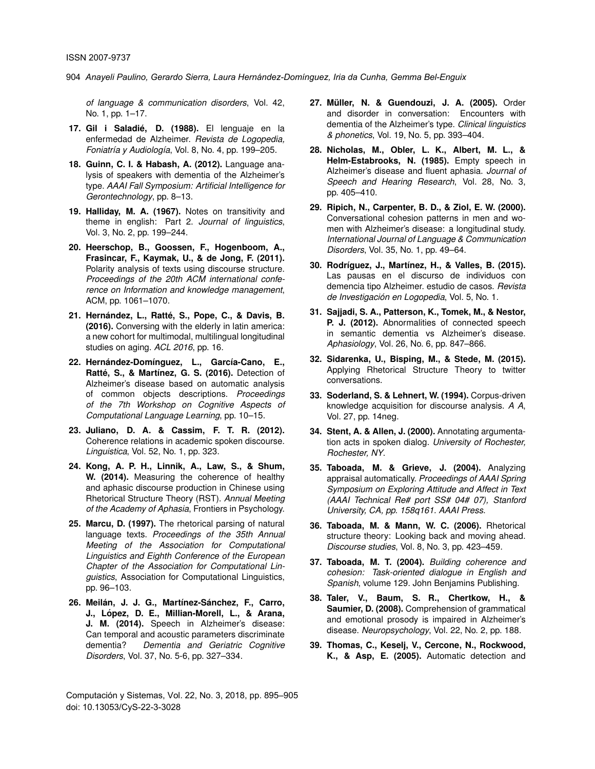*of language & communication disorders*, Vol. 42, No. 1, pp. 1–17.

17. **Gil i Saladié, D. (1988).** El lenguaje en la enfermedad de Alzheimer. *Revista de Logopedia, Foniatría y Audiología*, Vol. 8, No. 4, pp. 199–205.

18. **Guinn, C. I. & Habash, A. (2012).** Language analysis of speakers with dementia of the Alzheimer's type. *AAAI Fall Symposium: Artificial Intelligence for Gerontechnology*, pp. 8–13.

19. **Halliday, M. A. (1967).** Notes on transitivity and theme in english: Part 2. *Journal of linguistics*, Vol. 3, No. 2, pp. 199–244.

20. **Heerschop, B., Goossen, F., Hogenboom, A., Frasincar, F., Kaymak, U., & de Jong, F. (2011).** Polarity analysis of texts using discourse structure. *Proceedings of the 20th ACM international conference on Information and knowledge management*, ACM, pp. 1061–1070.

21. **Hernández, L., Ratté, S., Pope, C., & Davis, B. (2016).** Conversing with the elderly in latin america: a new cohort for multimodal, multilingual longitudinal studies on aging. *ACL 2016*, pp. 16.

22. **Hernández-Domínguez, L., García-Cano, E., Ratté, S., & Martínez, G. S. (2016).** Detection of Alzheimer's disease based on automatic analysis of common objects descriptions. *Proceedings of the 7th Workshop on Cognitive Aspects of Computational Language Learning*, pp. 10–15.

23. **Juliano, D. A. & Cassim, F. T. R. (2012).** Coherence relations in academic spoken discourse. *Linguistica*, Vol. 52, No. 1, pp. 323.

24. **Kong, A. P. H., Linnik, A., Law, S., & Shum, W. (2014).** Measuring the coherence of healthy and aphasic discourse production in Chinese using Rhetorical Structure Theory (RST). *Annual Meeting of the Academy of Aphasia*, Frontiers in Psychology.

25. **Marcu, D. (1997).** The rhetorical parsing of natural language texts. *Proceedings of the 35th Annual Meeting of the Association for Computational Linguistics and Eighth Conference of the European Chapter of the Association for Computational Linguistics*, Association for Computational Linguistics, pp. 96–103.

26. **Meilán, J. J. G., Martínez-Sánchez, F., Carro, J., López, D. E., Millian-Morell, L., & Arana, J. M. (2014).** Speech in Alzheimer's disease: Can temporal and acoustic parameters discriminate dementia? *Dementia and Geriatric Cognitive Disorders*, Vol. 37, No. 5-6, pp. 327–334.

27. **Müller, N. & Guendouzi, J. A. (2005).** Order and disorder in conversation: Encounters with dementia of the Alzheimer's type. *Clinical linguistics & phonetics*, Vol. 19, No. 5, pp. 393–404.

28. **Nicholas, M., Obler, L. K., Albert, M. L., & Helm-Estabrooks, N. (1985).** Empty speech in Alzheimer's disease and fluent aphasia. *Journal of Speech and Hearing Research*, Vol. 28, No. 3, pp. 405–410.

29. **Ripich, N., Carpenter, B. D., & Ziol, E. W. (2000).** Conversational cohesion patterns in men and women with Alzheimer's disease: a longitudinal study. *International Journal of Language & Communication Disorders*, Vol. 35, No. 1, pp. 49–64.

30. **Rodríguez, J., Martínez, H., & Valles, B. (2015).** Las pausas en el discurso de individuos con demencia tipo Alzheimer. estudio de casos. *Revista de Investigación en Logopedia*, Vol. 5, No. 1.

31. **Sajjadi, S. A., Patterson, K., Tomek, M., & Nestor, P. J. (2012).** Abnormalities of connected speech in semantic dementia vs Alzheimer's disease. *Aphasiology*, Vol. 26, No. 6, pp. 847–866.

32. **Sidarenka, U., Bisping, M., & Stede, M. (2015).** Applying Rhetorical Structure Theory to twitter conversations.

33. **Soderland, S. & Lehnert, W. (1994).** Corpus-driven knowledge acquisition for discourse analysis. *A A*, Vol. 27, pp. 14neg.

34. **Stent, A. & Allen, J. (2000).** Annotating argumentation acts in spoken dialog. *University of Rochester, Rochester, NY*.

35. **Taboada, M. & Grieve, J. (2004).** Analyzing appraisal automatically. *Proceedings of AAAI Spring Symposium on Exploring Attitude and Affect in Text (AAAI Technical Re# port SS# 04# 07), Stanford University, CA, pp. 158q161. AAAI Press*.

36. **Taboada, M. & Mann, W. C. (2006).** Rhetorical structure theory: Looking back and moving ahead. *Discourse studies*, Vol. 8, No. 3, pp. 423–459.

37. **Taboada, M. T. (2004).** *Building coherence and cohesion: Task-oriented dialogue in English and Spanish*, volume 129. John Benjamins Publishing.

38. **Taler, V., Baum, S. R., Chertkow, H., & Saumier, D. (2008).** Comprehension of grammatical and emotional prosody is impaired in Alzheimer's disease. *Neuropsychology*, Vol. 22, No. 2, pp. 188.

39. **Thomas, C., Keselj, V., Cercone, N., Rockwood, K., & Asp, E. (2005).** Automatic detection and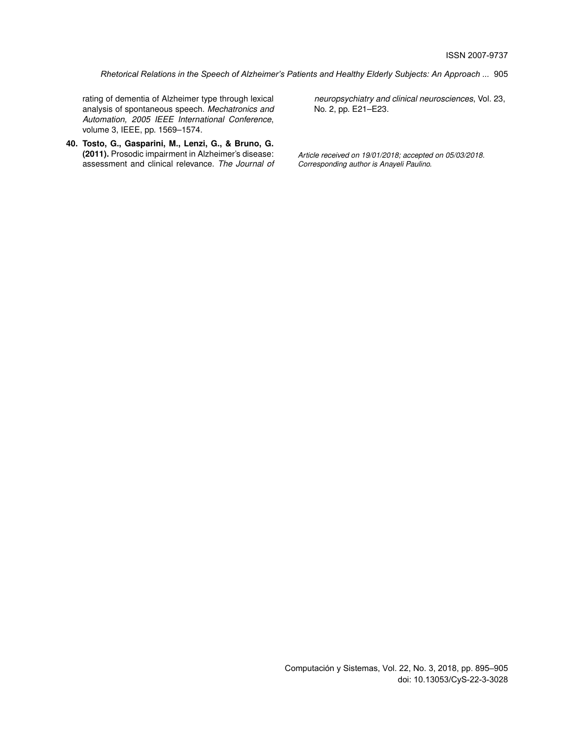rating of dementia of Alzheimer type through lexical analysis of spontaneous speech. *Mechatronics and Automation, 2005 IEEE International Conference*, volume 3, IEEE, pp. 1569–1574.

**40. Tosto, G., Gasparini, M., Lenzi, G., & Bruno, G. (2011).** Prosodic impairment in Alzheimer's disease: assessment and clinical relevance. *The Journal of neuropsychiatry and clinical neurosciences*, Vol. 23, No. 2, pp. E21–E23.

*Article received on 19/01/2018; accepted on 05/03/2018. Corresponding author is Anayeli Paulino.*